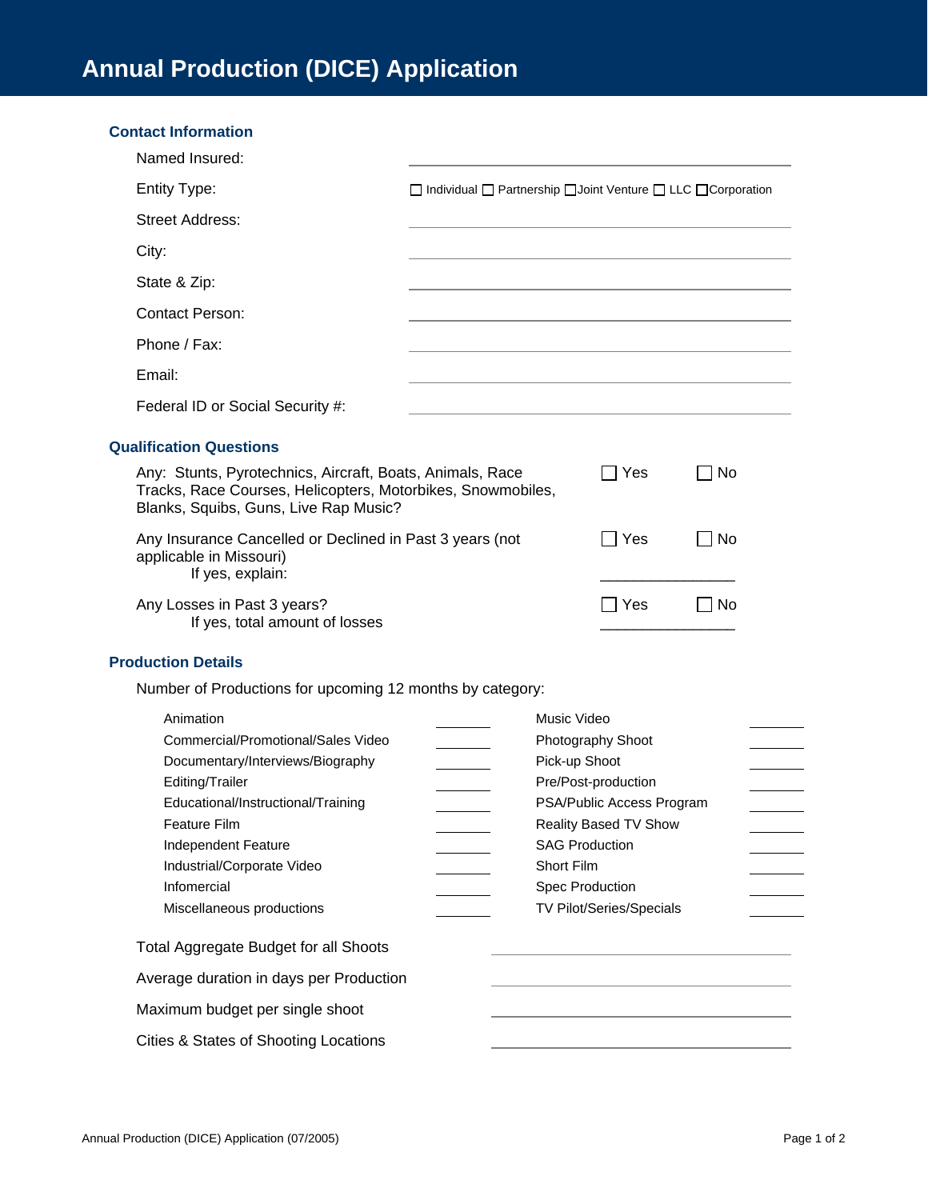# Annual Production (DICE) Application

## Contact Information

Named Insured: ______________________________

Entity Type: ☐ Individual ☐ Partnership ☐ Joint Venture ☐ LLC ☐ Corporation

Street Address: ______________________________

City: ______________________________

State & Zip: ______________________________

Contact Person: ______________________________

Phone / Fax: ______________________________

Email: ______________________________

Federal ID or Social Security #: ______________________________

## Qualification Questions

Any: Stunts, Pyrotechnics, Aircraft, Boats, Animals, Race Tracks, Race Courses, Helicopters, Motorbikes, Snowmobiles, Blanks, Squibs, Guns, Live Rap Music? ☐ Yes ☐ No

Any Insurance Cancelled or Declined in Past 3 years (not applicable in Missouri) ☐ Yes ☐ No
If yes, explain: ________________

Any Losses in Past 3 years? ☐ Yes ☐ No
If yes, total amount of losses ________________

## Production Details

Number of Productions for upcoming 12 months by category:

| Category | Number | Category | Number |
|---|---|---|---|
| Animation | ______ | Music Video | ______ |
| Commercial/Promotional/Sales Video | ______ | Photography Shoot | ______ |
| Documentary/Interviews/Biography | ______ | Pick-up Shoot | ______ |
| Editing/Trailer | ______ | Pre/Post-production | ______ |
| Educational/Instructional/Training | ______ | PSA/Public Access Program | ______ |
| Feature Film | ______ | Reality Based TV Show | ______ |
| Independent Feature | ______ | SAG Production | ______ |
| Industrial/Corporate Video | ______ | Short Film | ______ |
| Infomercial | ______ | Spec Production | ______ |
| Miscellaneous productions | ______ | TV Pilot/Series/Specials | ______ |

Total Aggregate Budget for all Shoots ______________________________

Average duration in days per Production ______________________________

Maximum budget per single shoot ______________________________

Cities & States of Shooting Locations ______________________________

Annual Production (DICE) Application (07/2005)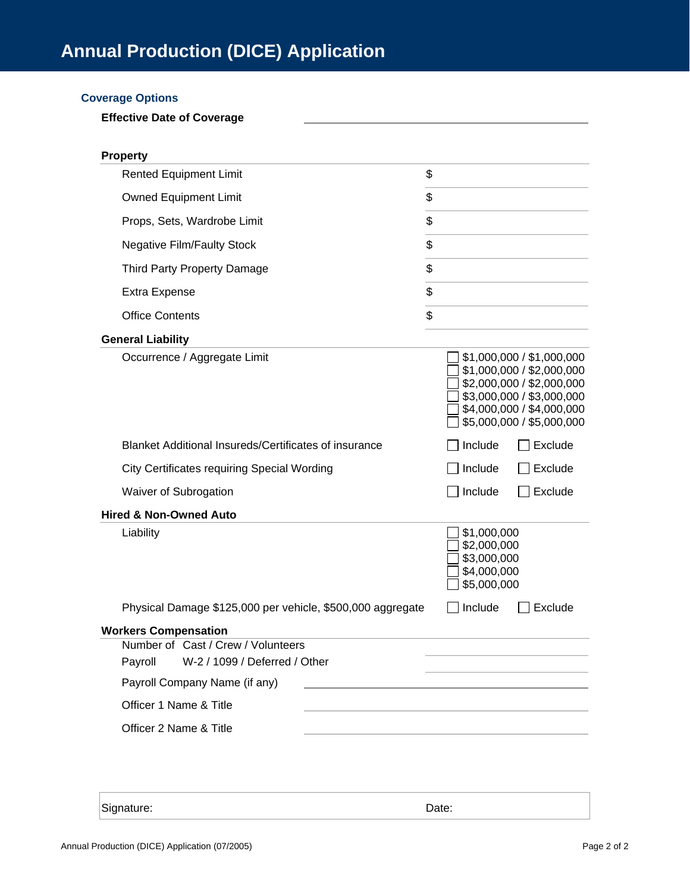# Annual Production (DICE) Application

## Coverage Options

**Effective Date of Coverage** ____________________

**Property**

| | |
|---|---|
| Rented Equipment Limit | $ |
| Owned Equipment Limit | $ |
| Props, Sets, Wardrobe Limit | $ |
| Negative Film/Faulty Stock | $ |
| Third Party Property Damage | $ |
| Extra Expense | $ |
| Office Contents | $ |

**General Liability**

Occurrence / Aggregate Limit

- ☐ $1,000,000 / $1,000,000
- ☐ $1,000,000 / $2,000,000
- ☐ $2,000,000 / $2,000,000
- ☐ $3,000,000 / $3,000,000
- ☐ $4,000,000 / $4,000,000
- ☐ $5,000,000 / $5,000,000

| | | |
|---|---|---|
| Blanket Additional Insureds/Certificates of insurance | ☐ Include | ☐ Exclude |
| City Certificates requiring Special Wording | ☐ Include | ☐ Exclude |
| Waiver of Subrogation | ☐ Include | ☐ Exclude |

**Hired & Non-Owned Auto**

Liability

- ☐ $1,000,000
- ☐ $2,000,000
- ☐ $3,000,000
- ☐ $4,000,000
- ☐ $5,000,000

| | | |
|---|---|---|
| Physical Damage $125,000 per vehicle, $500,000 aggregate | ☐ Include | ☐ Exclude |

**Workers Compensation**

| | |
|---|---|
| Number of Cast / Crew / Volunteers | |
| Payroll W-2 / 1099 / Deferred / Other | |
| Payroll Company Name (if any) | |
| Officer 1 Name & Title | |
| Officer 2 Name & Title | |

| | |
|---|---|
| Signature: | Date: |

Annual Production (DICE) Application (07/2005)